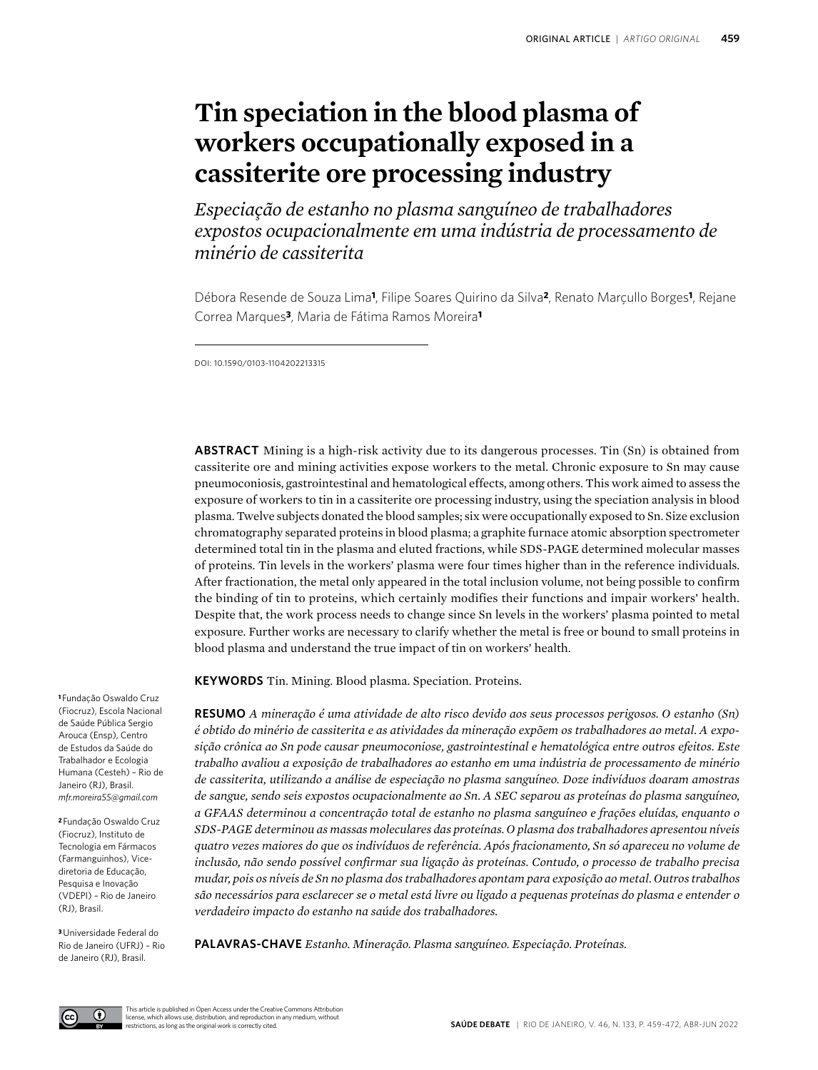# Tin speciation in the blood plasma of workers occupationally exposed in a cassiterite ore processing industry

*Especiação de estanho no plasma sanguíneo de trabalhadores expostos ocupacionalmente em uma indústria de processamento de minério de cassiterita*

Débora Resende de Souza Lima[1], Filipe Soares Quirino da Silva[2], Renato Marçullo Borges[1], Rejane Correa Marques[3], Maria de Fátima Ramos Moreira[1]

DOI: 10.1590/0103-1104202213315

**ABSTRACT** Mining is a high-risk activity due to its dangerous processes. Tin (Sn) is obtained from cassiterite ore and mining activities expose workers to the metal. Chronic exposure to Sn may cause pneumoconiosis, gastrointestinal and hematological effects, among others. This work aimed to assess the exposure of workers to tin in a cassiterite ore processing industry, using the speciation analysis in blood plasma. Twelve subjects donated the blood samples; six were occupationally exposed to Sn. Size exclusion chromatography separated proteins in blood plasma; a graphite furnace atomic absorption spectrometer determined total tin in the plasma and eluted fractions, while SDS-PAGE determined molecular masses of proteins. Tin levels in the workers' plasma were four times higher than in the reference individuals. After fractionation, the metal only appeared in the total inclusion volume, not being possible to confirm the binding of tin to proteins, which certainly modifies their functions and impair workers' health. Despite that, the work process needs to change since Sn levels in the workers' plasma pointed to metal exposure. Further works are necessary to clarify whether the metal is free or bound to small proteins in blood plasma and understand the true impact of tin on workers' health.

**KEYWORDS** Tin. Mining. Blood plasma. Speciation. Proteins.

**RESUMO** *A mineração é uma atividade de alto risco devido aos seus processos perigosos. O estanho (Sn) é obtido do minério de cassiterita e as atividades da mineração expõem os trabalhadores ao metal. A exposição crônica ao Sn pode causar pneumoconiose, gastrointestinal e hematológica entre outros efeitos. Este trabalho avaliou a exposição de trabalhadores ao estanho em uma indústria de processamento de minério de cassiterita, utilizando a análise de especiação no plasma sanguíneo. Doze indivíduos doaram amostras de sangue, sendo seis expostos ocupacionalmente ao Sn. A SEC separou as proteínas do plasma sanguíneo, a GFAAS determinou a concentração total de estanho no plasma sanguíneo e frações eluídas, enquanto o SDS-PAGE determinou as massas moleculares das proteínas. O plasma dos trabalhadores apresentou níveis quatro vezes maiores do que os indivíduos de referência. Após fracionamento, Sn só apareceu no volume de inclusão, não sendo possível confirmar sua ligação às proteínas. Contudo, o processo de trabalho precisa mudar, pois os níveis de Sn no plasma dos trabalhadores apontam para exposição ao metal. Outros trabalhos são necessários para esclarecer se o metal está livre ou ligado a pequenas proteínas do plasma e entender o verdadeiro impacto do estanho na saúde dos trabalhadores.*

**PALAVRAS-CHAVE** *Estanho. Mineração. Plasma sanguíneo. Especiação. Proteínas.*

[1] Fundação Oswaldo Cruz (Fiocruz), Escola Nacional de Saúde Pública Sergio Arouca (Ensp), Centro de Estudos da Saúde do Trabalhador e Ecologia Humana (Cesteh) – Rio de Janeiro (RJ), Brasil. *mfr.moreira55@gmail.com*

[2] Fundação Oswaldo Cruz (Fiocruz), Instituto de Tecnologia em Fármacos (Farmanguinhos), Vice-diretoria de Educação, Pesquisa e Inovação (VDEPI) – Rio de Janeiro (RJ), Brasil.

[3] Universidade Federal do Rio de Janeiro (UFRJ) – Rio de Janeiro (RJ), Brasil.

This article is published in Open Access under the Creative Commons Attribution license, which allows use, distribution, and reproduction in any medium, without restrictions, as long as the original work is correctly cited.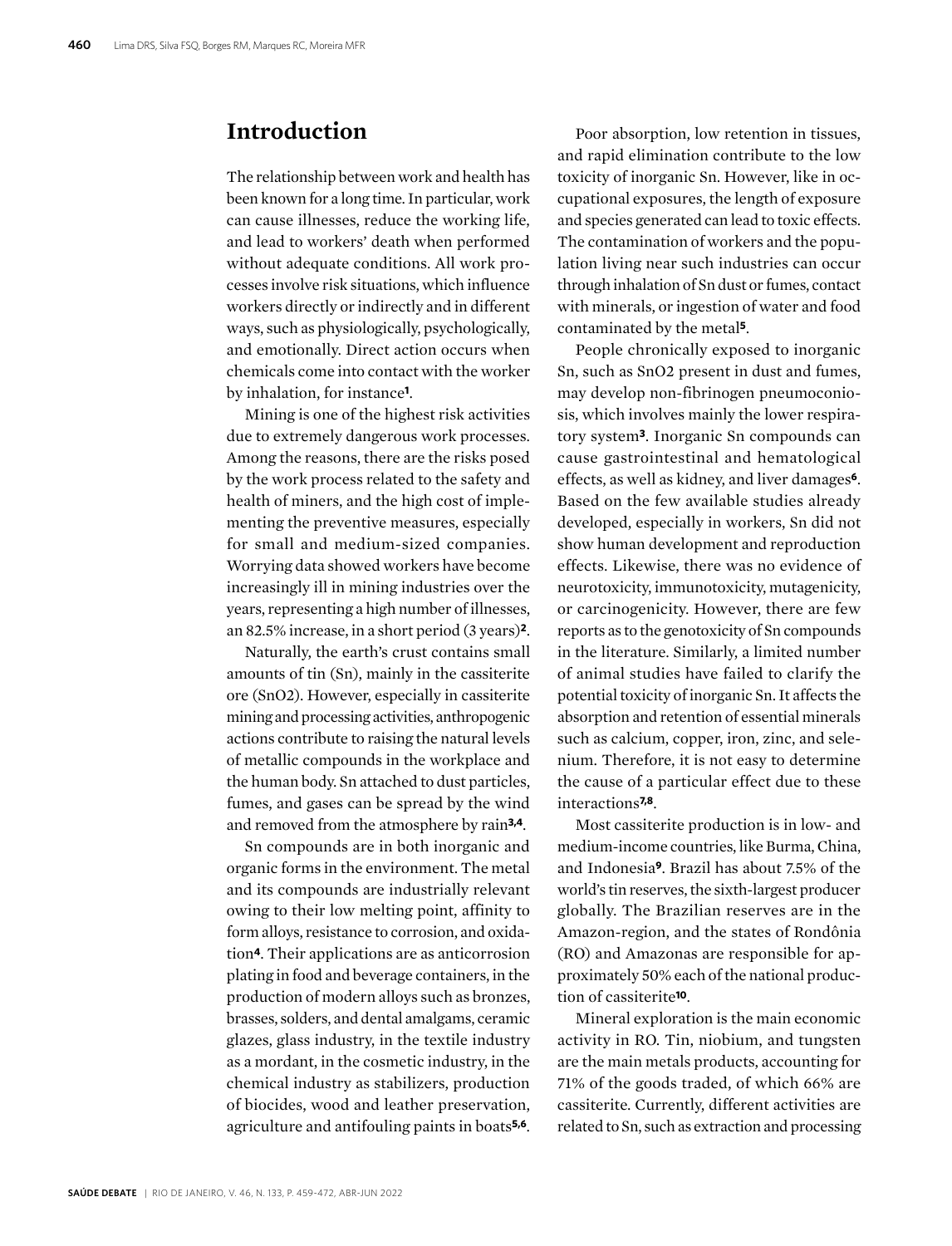## Introduction

The relationship between work and health has been known for a long time. In particular, work can cause illnesses, reduce the working life, and lead to workers' death when performed without adequate conditions. All work processes involve risk situations, which influence workers directly or indirectly and in different ways, such as physiologically, psychologically, and emotionally. Direct action occurs when chemicals come into contact with the worker by inhalation, for instance[1].

Mining is one of the highest risk activities due to extremely dangerous work processes. Among the reasons, there are the risks posed by the work process related to the safety and health of miners, and the high cost of implementing the preventive measures, especially for small and medium-sized companies. Worrying data showed workers have become increasingly ill in mining industries over the years, representing a high number of illnesses, an 82.5% increase, in a short period (3 years)[2].

Naturally, the earth's crust contains small amounts of tin (Sn), mainly in the cassiterite ore ($SnO_2$). However, especially in cassiterite mining and processing activities, anthropogenic actions contribute to raising the natural levels of metallic compounds in the workplace and the human body. Sn attached to dust particles, fumes, and gases can be spread by the wind and removed from the atmosphere by rain[3,4].

Sn compounds are in both inorganic and organic forms in the environment. The metal and its compounds are industrially relevant owing to their low melting point, affinity to form alloys, resistance to corrosion, and oxidation[4]. Their applications are as anticorrosion plating in food and beverage containers, in the production of modern alloys such as bronzes, brasses, solders, and dental amalgams, ceramic glazes, glass industry, in the textile industry as a mordant, in the cosmetic industry, in the chemical industry as stabilizers, production of biocides, wood and leather preservation, agriculture and antifouling paints in boats[5,6].

Poor absorption, low retention in tissues, and rapid elimination contribute to the low toxicity of inorganic Sn. However, like in occupational exposures, the length of exposure and species generated can lead to toxic effects. The contamination of workers and the population living near such industries can occur through inhalation of Sn dust or fumes, contact with minerals, or ingestion of water and food contaminated by the metal[5].

People chronically exposed to inorganic Sn, such as $SnO_2$ present in dust and fumes, may develop non-fibrinogen pneumoconiosis, which involves mainly the lower respiratory system[3]. Inorganic Sn compounds can cause gastrointestinal and hematological effects, as well as kidney, and liver damages[6]. Based on the few available studies already developed, especially in workers, Sn did not show human development and reproduction effects. Likewise, there was no evidence of neurotoxicity, immunotoxicity, mutagenicity, or carcinogenicity. However, there are few reports as to the genotoxicity of Sn compounds in the literature. Similarly, a limited number of animal studies have failed to clarify the potential toxicity of inorganic Sn. It affects the absorption and retention of essential minerals such as calcium, copper, iron, zinc, and selenium. Therefore, it is not easy to determine the cause of a particular effect due to these interactions[7,8].

Most cassiterite production is in low- and medium-income countries, like Burma, China, and Indonesia[9]. Brazil has about 7.5% of the world's tin reserves, the sixth-largest producer globally. The Brazilian reserves are in the Amazon-region, and the states of Rondônia (RO) and Amazonas are responsible for approximately 50% each of the national production of cassiterite[10].

Mineral exploration is the main economic activity in RO. Tin, niobium, and tungsten are the main metals products, accounting for 71% of the goods traded, of which 66% are cassiterite. Currently, different activities are related to Sn, such as extraction and processing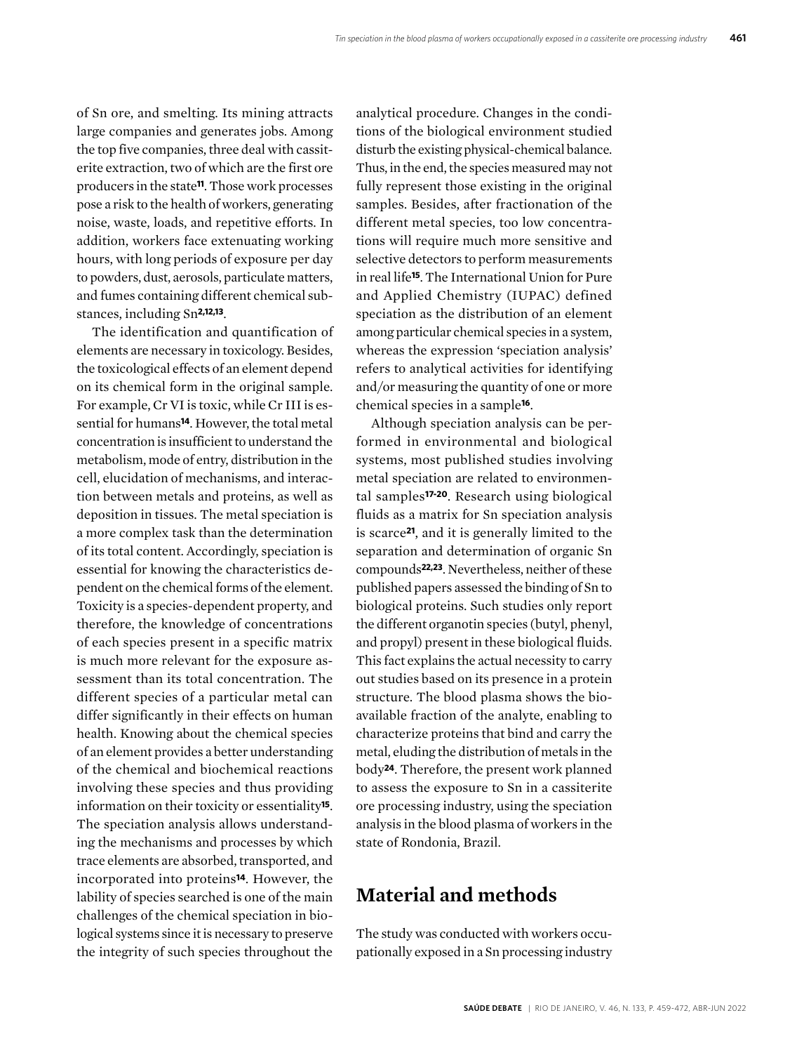of Sn ore, and smelting. Its mining attracts large companies and generates jobs. Among the top five companies, three deal with cassiterite extraction, two of which are the first ore producers in the state[11]. Those work processes pose a risk to the health of workers, generating noise, waste, loads, and repetitive efforts. In addition, workers face extenuating working hours, with long periods of exposure per day to powders, dust, aerosols, particulate matters, and fumes containing different chemical substances, including Sn[2,12,13].

The identification and quantification of elements are necessary in toxicology. Besides, the toxicological effects of an element depend on its chemical form in the original sample. For example, Cr VI is toxic, while Cr III is essential for humans[14]. However, the total metal concentration is insufficient to understand the metabolism, mode of entry, distribution in the cell, elucidation of mechanisms, and interaction between metals and proteins, as well as deposition in tissues. The metal speciation is a more complex task than the determination of its total content. Accordingly, speciation is essential for knowing the characteristics dependent on the chemical forms of the element. Toxicity is a species-dependent property, and therefore, the knowledge of concentrations of each species present in a specific matrix is much more relevant for the exposure assessment than its total concentration. The different species of a particular metal can differ significantly in their effects on human health. Knowing about the chemical species of an element provides a better understanding of the chemical and biochemical reactions involving these species and thus providing information on their toxicity or essentiality[15]. The speciation analysis allows understanding the mechanisms and processes by which trace elements are absorbed, transported, and incorporated into proteins[14]. However, the lability of species searched is one of the main challenges of the chemical speciation in biological systems since it is necessary to preserve the integrity of such species throughout the analytical procedure. Changes in the conditions of the biological environment studied disturb the existing physical-chemical balance. Thus, in the end, the species measured may not fully represent those existing in the original samples. Besides, after fractionation of the different metal species, too low concentrations will require much more sensitive and selective detectors to perform measurements in real life[15]. The International Union for Pure and Applied Chemistry (IUPAC) defined speciation as the distribution of an element among particular chemical species in a system, whereas the expression 'speciation analysis' refers to analytical activities for identifying and/or measuring the quantity of one or more chemical species in a sample[16].

Although speciation analysis can be performed in environmental and biological systems, most published studies involving metal speciation are related to environmental samples[17-20]. Research using biological fluids as a matrix for Sn speciation analysis is scarce[21], and it is generally limited to the separation and determination of organic Sn compounds[22,23]. Nevertheless, neither of these published papers assessed the binding of Sn to biological proteins. Such studies only report the different organotin species (butyl, phenyl, and propyl) present in these biological fluids. This fact explains the actual necessity to carry out studies based on its presence in a protein structure. The blood plasma shows the bioavailable fraction of the analyte, enabling to characterize proteins that bind and carry the metal, eluding the distribution of metals in the body[24]. Therefore, the present work planned to assess the exposure to Sn in a cassiterite ore processing industry, using the speciation analysis in the blood plasma of workers in the state of Rondonia, Brazil.

## Material and methods

The study was conducted with workers occupationally exposed in a Sn processing industry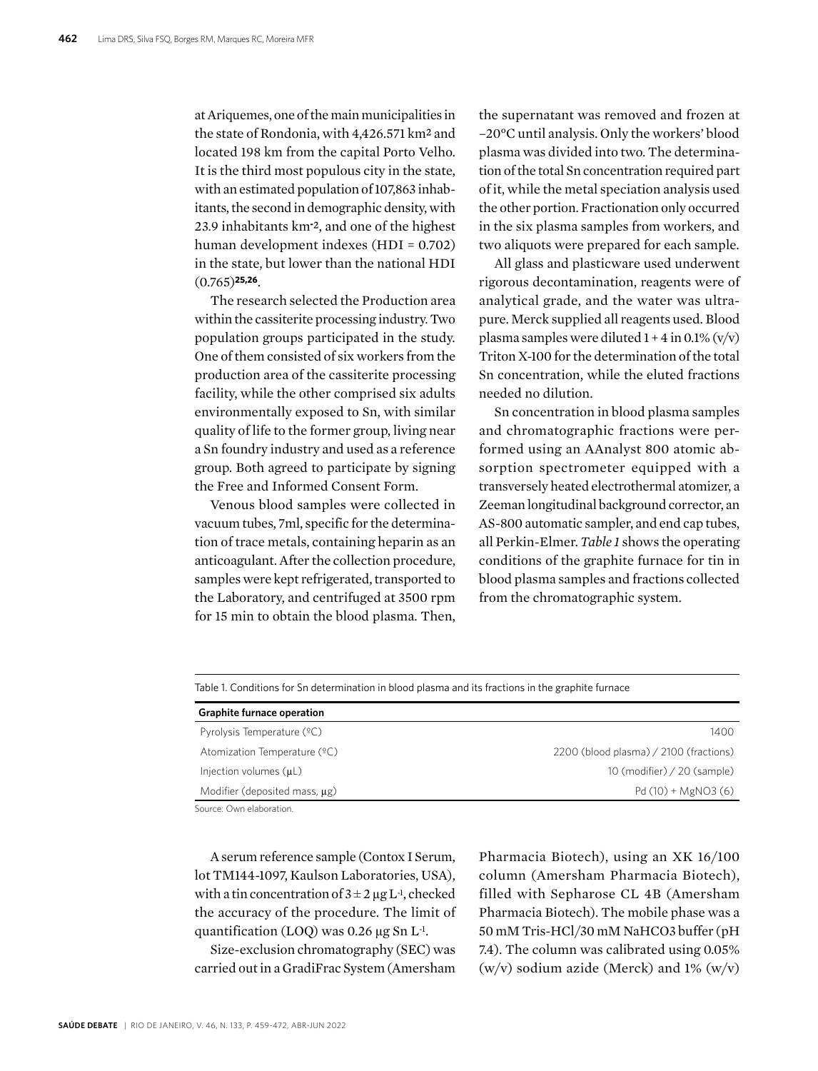at Ariquemes, one of the main municipalities in the state of Rondonia, with 4,426.571 km² and located 198 km from the capital Porto Velho. It is the third most populous city in the state, with an estimated population of 107,863 inhabitants, the second in demographic density, with 23.9 inhabitants km$^{-2}$, and one of the highest human development indexes (HDI = 0.702) in the state, but lower than the national HDI (0.765)[25,26].

The research selected the Production area within the cassiterite processing industry. Two population groups participated in the study. One of them consisted of six workers from the production area of the cassiterite processing facility, while the other comprised six adults environmentally exposed to Sn, with similar quality of life to the former group, living near a Sn foundry industry and used as a reference group. Both agreed to participate by signing the Free and Informed Consent Form.

Venous blood samples were collected in vacuum tubes, 7ml, specific for the determination of trace metals, containing heparin as an anticoagulant. After the collection procedure, samples were kept refrigerated, transported to the Laboratory, and centrifuged at 3500 rpm for 15 min to obtain the blood plasma. Then, the supernatant was removed and frozen at −20°C until analysis. Only the workers' blood plasma was divided into two. The determination of the total Sn concentration required part of it, while the metal speciation analysis used the other portion. Fractionation only occurred in the six plasma samples from workers, and two aliquots were prepared for each sample.

All glass and plasticware used underwent rigorous decontamination, reagents were of analytical grade, and the water was ultrapure. Merck supplied all reagents used. Blood plasma samples were diluted 1 + 4 in 0.1% (v/v) Triton X-100 for the determination of the total Sn concentration, while the eluted fractions needed no dilution.

Sn concentration in blood plasma samples and chromatographic fractions were performed using an AAnalyst 800 atomic absorption spectrometer equipped with a transversely heated electrothermal atomizer, a Zeeman longitudinal background corrector, an AS-800 automatic sampler, and end cap tubes, all Perkin-Elmer. *Table 1* shows the operating conditions of the graphite furnace for tin in blood plasma samples and fractions collected from the chromatographic system.

Table 1. Conditions for Sn determination in blood plasma and its fractions in the graphite furnace

| **Graphite furnace operation** | |
|---|---|
| Pyrolysis Temperature (ºC) | 1400 |
| Atomization Temperature (ºC) | 2200 (blood plasma) / 2100 (fractions) |
| Injection volumes (μL) | 10 (modifier) / 20 (sample) |
| Modifier (deposited mass, μg) | Pd (10) + $MgNO_3$ (6) |

Source: Own elaboration.

A serum reference sample (Contox I Serum, lot TM144-1097, Kaulson Laboratories, USA), with a tin concentration of $3 \pm 2$ μg L$^{-1}$, checked the accuracy of the procedure. The limit of quantification (LOQ) was 0.26 μg Sn L$^{-1}$.

Size-exclusion chromatography (SEC) was carried out in a GradiFrac System (Amersham Pharmacia Biotech), using an XK 16/100 column (Amersham Pharmacia Biotech), filled with Sepharose CL 4B (Amersham Pharmacia Biotech). The mobile phase was a 50 mM Tris-HCl/30 mM $NaHCO_3$ buffer (pH 7.4). The column was calibrated using 0.05% (w/v) sodium azide (Merck) and 1% (w/v)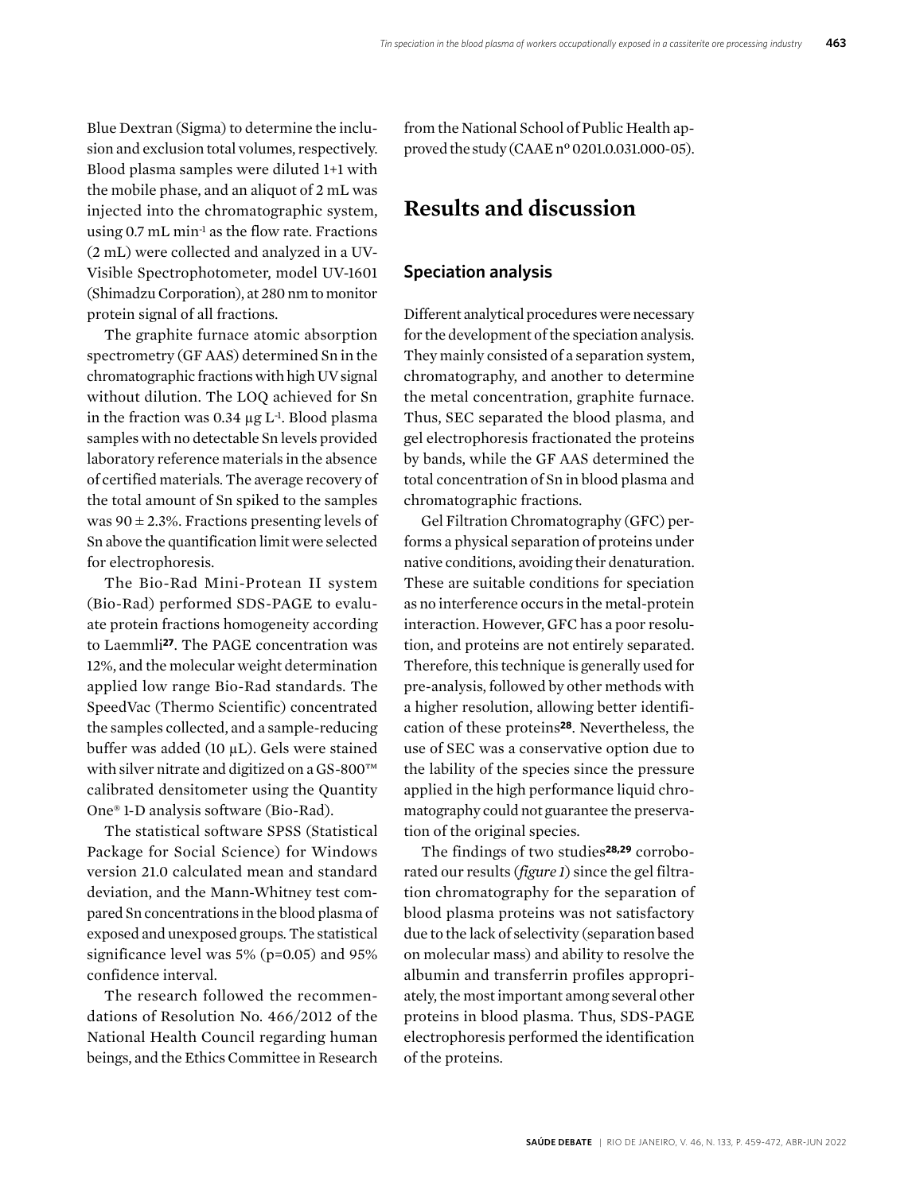Blue Dextran (Sigma) to determine the inclusion and exclusion total volumes, respectively. Blood plasma samples were diluted 1+1 with the mobile phase, and an aliquot of 2 mL was injected into the chromatographic system, using 0.7 mL $min^{-1}$ as the flow rate. Fractions (2 mL) were collected and analyzed in a UV-Visible Spectrophotometer, model UV-1601 (Shimadzu Corporation), at 280 nm to monitor protein signal of all fractions.

The graphite furnace atomic absorption spectrometry (GF AAS) determined Sn in the chromatographic fractions with high UV signal without dilution. The LOQ achieved for Sn in the fraction was 0.34 μg $L^{-1}$. Blood plasma samples with no detectable Sn levels provided laboratory reference materials in the absence of certified materials. The average recovery of the total amount of Sn spiked to the samples was 90 ± 2.3%. Fractions presenting levels of Sn above the quantification limit were selected for electrophoresis.

The Bio-Rad Mini-Protean II system (Bio-Rad) performed SDS-PAGE to evaluate protein fractions homogeneity according to Laemmli[27]. The PAGE concentration was 12%, and the molecular weight determination applied low range Bio-Rad standards. The SpeedVac (Thermo Scientific) concentrated the samples collected, and a sample-reducing buffer was added (10 μL). Gels were stained with silver nitrate and digitized on a GS-800™ calibrated densitometer using the Quantity One® 1-D analysis software (Bio-Rad).

The statistical software SPSS (Statistical Package for Social Science) for Windows version 21.0 calculated mean and standard deviation, and the Mann-Whitney test compared Sn concentrations in the blood plasma of exposed and unexposed groups. The statistical significance level was 5% (p=0.05) and 95% confidence interval.

The research followed the recommendations of Resolution No. 466/2012 of the National Health Council regarding human beings, and the Ethics Committee in Research from the National School of Public Health approved the study (CAAE nº 0201.0.031.000-05).

# Results and discussion

## Speciation analysis

Different analytical procedures were necessary for the development of the speciation analysis. They mainly consisted of a separation system, chromatography, and another to determine the metal concentration, graphite furnace. Thus, SEC separated the blood plasma, and gel electrophoresis fractionated the proteins by bands, while the GF AAS determined the total concentration of Sn in blood plasma and chromatographic fractions.

Gel Filtration Chromatography (GFC) performs a physical separation of proteins under native conditions, avoiding their denaturation. These are suitable conditions for speciation as no interference occurs in the metal-protein interaction. However, GFC has a poor resolution, and proteins are not entirely separated. Therefore, this technique is generally used for pre-analysis, followed by other methods with a higher resolution, allowing better identification of these proteins[28]. Nevertheless, the use of SEC was a conservative option due to the lability of the species since the pressure applied in the high performance liquid chromatography could not guarantee the preservation of the original species.

The findings of two studies[28,29] corroborated our results (*figure 1*) since the gel filtration chromatography for the separation of blood plasma proteins was not satisfactory due to the lack of selectivity (separation based on molecular mass) and ability to resolve the albumin and transferrin profiles appropriately, the most important among several other proteins in blood plasma. Thus, SDS-PAGE electrophoresis performed the identification of the proteins.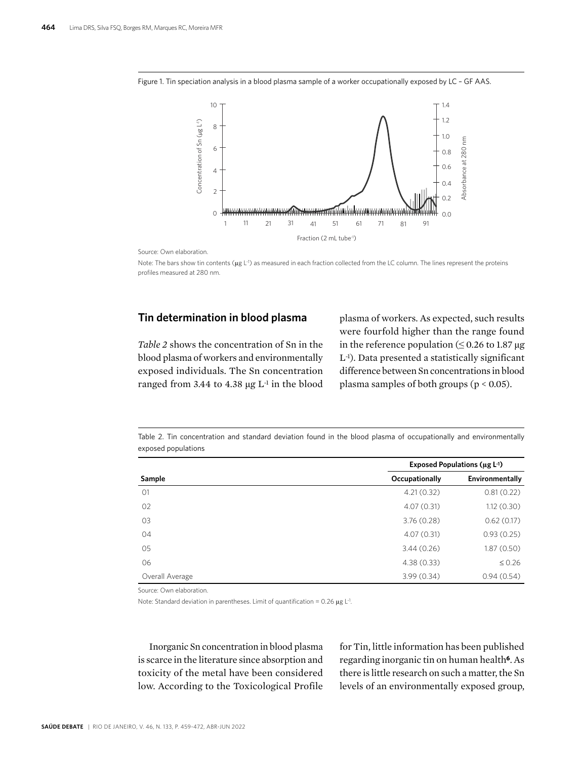Figure 1. Tin speciation analysis in a blood plasma sample of a worker occupationally exposed by LC – GF AAS.

Source: Own elaboration.

Note: The bars show tin contents (μg $L^{-1}$) as measured in each fraction collected from the LC column. The lines represent the proteins profiles measured at 280 nm.

## Tin determination in blood plasma

*Table 2* shows the concentration of Sn in the blood plasma of workers and environmentally exposed individuals. The Sn concentration ranged from 3.44 to 4.38 μg $L^{-1}$ in the blood plasma of workers. As expected, such results were fourfold higher than the range found in the reference population (≤ 0.26 to 1.87 μg $L^{-1}$). Data presented a statistically significant difference between Sn concentrations in blood plasma samples of both groups ($p < 0.05$).

Table 2. Tin concentration and standard deviation found in the blood plasma of occupationally and environmentally exposed populations

| | Exposed Populations (μg $L^{-1}$) | |
|---|---|---|
| **Sample** | **Occupationally** | **Environmentally** |
| 01 | 4.21 (0.32) | 0.81 (0.22) |
| 02 | 4.07 (0.31) | 1.12 (0.30) |
| 03 | 3.76 (0.28) | 0.62 (0.17) |
| 04 | 4.07 (0.31) | 0.93 (0.25) |
| 05 | 3.44 (0.26) | 1.87 (0.50) |
| 06 | 4.38 (0.33) | ≤ 0.26 |
| Overall Average | 3.99 (0.34) | 0.94 (0.54) |

Source: Own elaboration.

Note: Standard deviation in parentheses. Limit of quantification = 0.26 μg $L^{-1}$.

Inorganic Sn concentration in blood plasma is scarce in the literature since absorption and toxicity of the metal have been considered low. According to the Toxicological Profile for Tin, little information has been published regarding inorganic tin on human health[6]. As there is little research on such a matter, the Sn levels of an environmentally exposed group,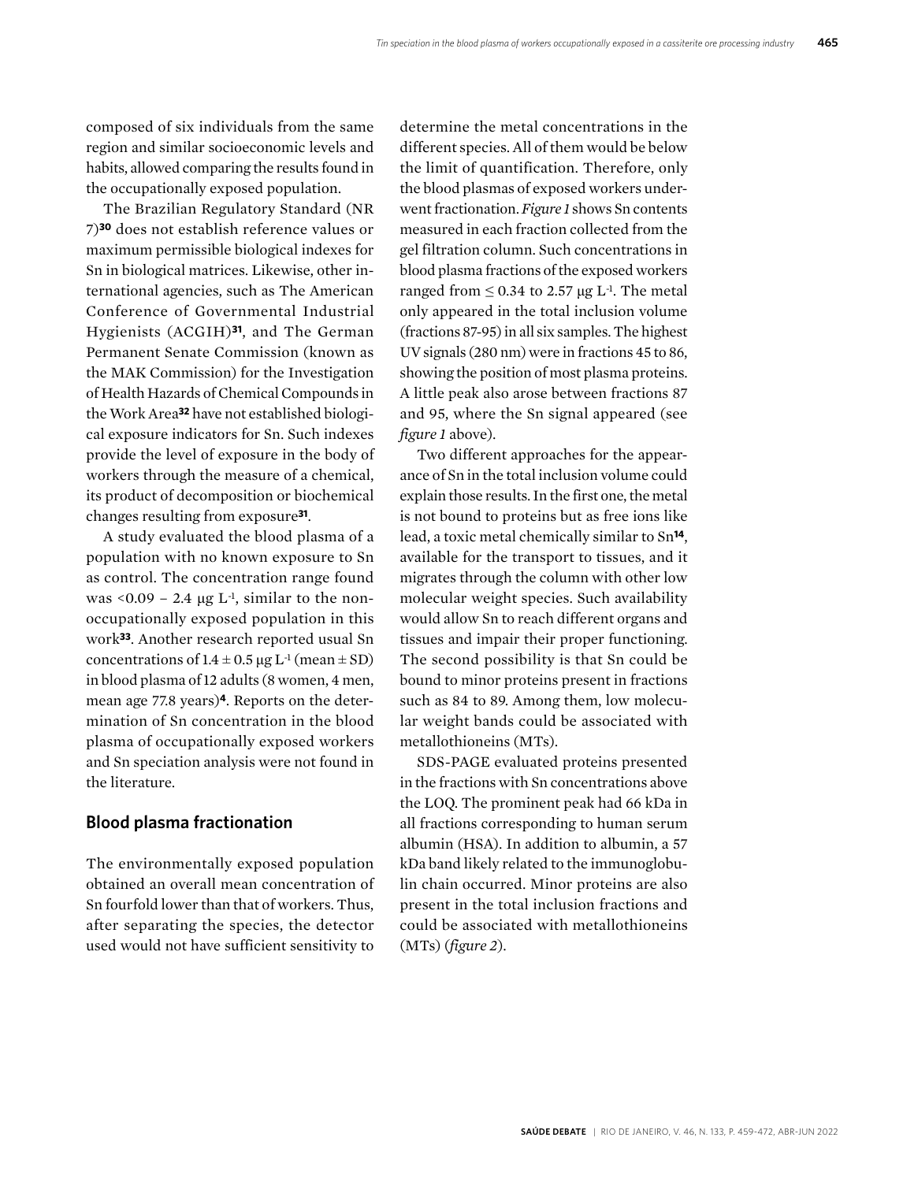composed of six individuals from the same region and similar socioeconomic levels and habits, allowed comparing the results found in the occupationally exposed population.

The Brazilian Regulatory Standard (NR 7)[30] does not establish reference values or maximum permissible biological indexes for Sn in biological matrices. Likewise, other international agencies, such as The American Conference of Governmental Industrial Hygienists (ACGIH)[31], and The German Permanent Senate Commission (known as the MAK Commission) for the Investigation of Health Hazards of Chemical Compounds in the Work Area[32] have not established biological exposure indicators for Sn. Such indexes provide the level of exposure in the body of workers through the measure of a chemical, its product of decomposition or biochemical changes resulting from exposure[31].

A study evaluated the blood plasma of a population with no known exposure to Sn as control. The concentration range found was <0.09 – 2.4 μg $L^{-1}$, similar to the non-occupationally exposed population in this work[33]. Another research reported usual Sn concentrations of $1.4 \pm 0.5$ μg $L^{-1}$ (mean ± SD) in blood plasma of 12 adults (8 women, 4 men, mean age 77.8 years)[4]. Reports on the determination of Sn concentration in the blood plasma of occupationally exposed workers and Sn speciation analysis were not found in the literature.

## Blood plasma fractionation

The environmentally exposed population obtained an overall mean concentration of Sn fourfold lower than that of workers. Thus, after separating the species, the detector used would not have sufficient sensitivity to determine the metal concentrations in the different species. All of them would be below the limit of quantification. Therefore, only the blood plasmas of exposed workers underwent fractionation. *Figure 1* shows Sn contents measured in each fraction collected from the gel filtration column. Such concentrations in blood plasma fractions of the exposed workers ranged from ≤ 0.34 to 2.57 μg $L^{-1}$. The metal only appeared in the total inclusion volume (fractions 87-95) in all six samples. The highest UV signals (280 nm) were in fractions 45 to 86, showing the position of most plasma proteins. A little peak also arose between fractions 87 and 95, where the Sn signal appeared (see *figure 1* above).

Two different approaches for the appearance of Sn in the total inclusion volume could explain those results. In the first one, the metal is not bound to proteins but as free ions like lead, a toxic metal chemically similar to Sn[14], available for the transport to tissues, and it migrates through the column with other low molecular weight species. Such availability would allow Sn to reach different organs and tissues and impair their proper functioning. The second possibility is that Sn could be bound to minor proteins present in fractions such as 84 to 89. Among them, low molecular weight bands could be associated with metallothioneins (MTs).

SDS-PAGE evaluated proteins presented in the fractions with Sn concentrations above the LOQ. The prominent peak had 66 kDa in all fractions corresponding to human serum albumin (HSA). In addition to albumin, a 57 kDa band likely related to the immunoglobulin chain occurred. Minor proteins are also present in the total inclusion fractions and could be associated with metallothioneins (MTs) (*figure 2*).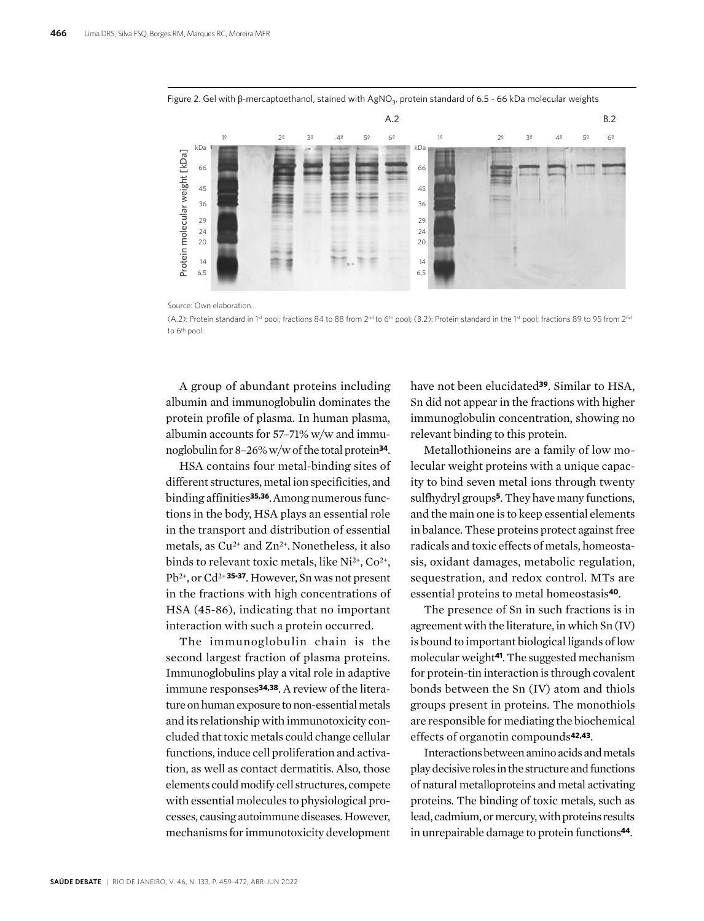Figure 2. Gel with β-mercaptoethanol, stained with $AgNO_3$, protein standard of 6.5 - 66 kDa molecular weights

Source: Own elaboration.

(A.2): Protein standard in 1st pool; fractions 84 to 88 from 2nd to 6th pool; (B.2): Protein standard in the 1st pool; fractions 89 to 95 from 2nd to 6th pool.

A group of abundant proteins including albumin and immunoglobulin dominates the protein profile of plasma. In human plasma, albumin accounts for 57–71% w/w and immunoglobulin for 8–26% w/w of the total protein[34].

HSA contains four metal-binding sites of different structures, metal ion specificities, and binding affinities[35,36]. Among numerous functions in the body, HSA plays an essential role in the transport and distribution of essential metals, as $Cu^{2+}$ and $Zn^{2+}$. Nonetheless, it also binds to relevant toxic metals, like $Ni^{2+}$, $Co^{2+}$, $Pb^{2+}$, or $Cd^{2+}$ [35-37]. However, Sn was not present in the fractions with high concentrations of HSA (45-86), indicating that no important interaction with such a protein occurred.

The immunoglobulin chain is the second largest fraction of plasma proteins. Immunoglobulins play a vital role in adaptive immune responses[34,38]. A review of the literature on human exposure to non-essential metals and its relationship with immunotoxicity concluded that toxic metals could change cellular functions, induce cell proliferation and activation, as well as contact dermatitis. Also, those elements could modify cell structures, compete with essential molecules to physiological processes, causing autoimmune diseases. However, mechanisms for immunotoxicity development have not been elucidated[39]. Similar to HSA, Sn did not appear in the fractions with higher immunoglobulin concentration, showing no relevant binding to this protein.

Metallothioneins are a family of low molecular weight proteins with a unique capacity to bind seven metal ions through twenty sulfhydryl groups[5]. They have many functions, and the main one is to keep essential elements in balance. These proteins protect against free radicals and toxic effects of metals, homeostasis, oxidant damages, metabolic regulation, sequestration, and redox control. MTs are essential proteins to metal homeostasis[40].

The presence of Sn in such fractions is in agreement with the literature, in which Sn (IV) is bound to important biological ligands of low molecular weight[41]. The suggested mechanism for protein-tin interaction is through covalent bonds between the Sn (IV) atom and thiols groups present in proteins. The monothiols are responsible for mediating the biochemical effects of organotin compounds[42,43].

Interactions between amino acids and metals play decisive roles in the structure and functions of natural metalloproteins and metal activating proteins. The binding of toxic metals, such as lead, cadmium, or mercury, with proteins results in unrepairable damage to protein functions[44].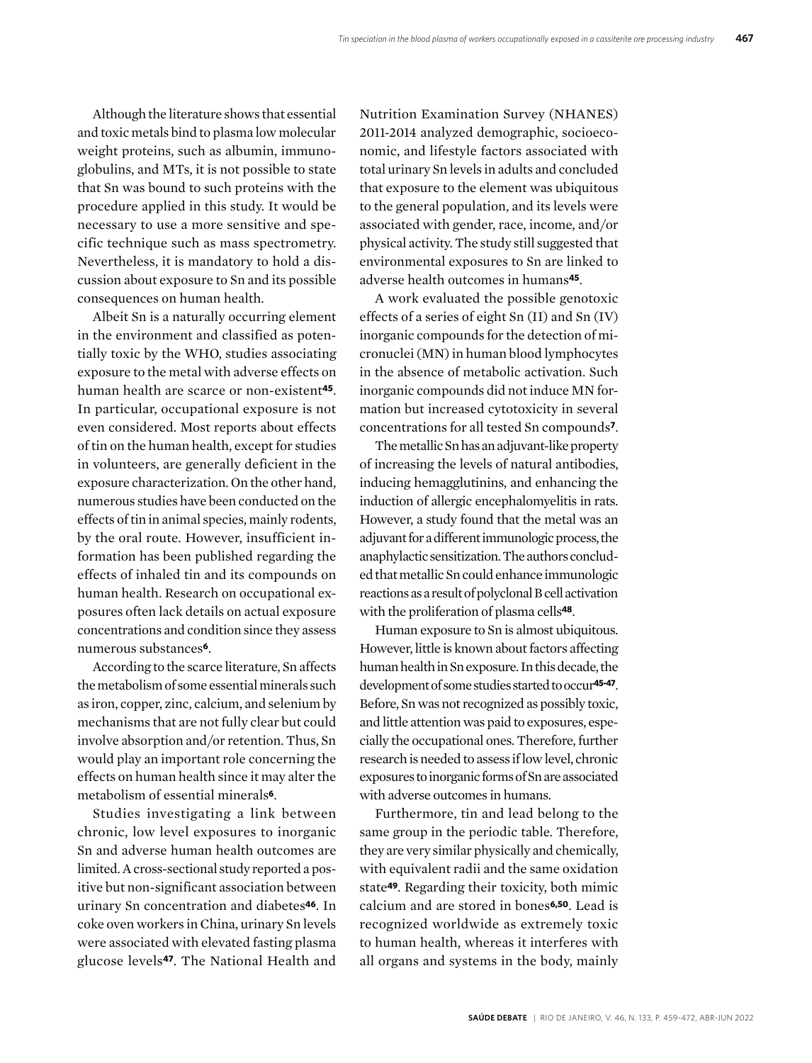Although the literature shows that essential and toxic metals bind to plasma low molecular weight proteins, such as albumin, immunoglobulins, and MTs, it is not possible to state that Sn was bound to such proteins with the procedure applied in this study. It would be necessary to use a more sensitive and specific technique such as mass spectrometry. Nevertheless, it is mandatory to hold a discussion about exposure to Sn and its possible consequences on human health.

Albeit Sn is a naturally occurring element in the environment and classified as potentially toxic by the WHO, studies associating exposure to the metal with adverse effects on human health are scarce or non-existent[45]. In particular, occupational exposure is not even considered. Most reports about effects of tin on the human health, except for studies in volunteers, are generally deficient in the exposure characterization. On the other hand, numerous studies have been conducted on the effects of tin in animal species, mainly rodents, by the oral route. However, insufficient information has been published regarding the effects of inhaled tin and its compounds on human health. Research on occupational exposures often lack details on actual exposure concentrations and condition since they assess numerous substances[6].

According to the scarce literature, Sn affects the metabolism of some essential minerals such as iron, copper, zinc, calcium, and selenium by mechanisms that are not fully clear but could involve absorption and/or retention. Thus, Sn would play an important role concerning the effects on human health since it may alter the metabolism of essential minerals[6].

Studies investigating a link between chronic, low level exposures to inorganic Sn and adverse human health outcomes are limited. A cross-sectional study reported a positive but non-significant association between urinary Sn concentration and diabetes[46]. In coke oven workers in China, urinary Sn levels were associated with elevated fasting plasma glucose levels[47]. The National Health and Nutrition Examination Survey (NHANES) 2011-2014 analyzed demographic, socioeconomic, and lifestyle factors associated with total urinary Sn levels in adults and concluded that exposure to the element was ubiquitous to the general population, and its levels were associated with gender, race, income, and/or physical activity. The study still suggested that environmental exposures to Sn are linked to adverse health outcomes in humans[45].

A work evaluated the possible genotoxic effects of a series of eight Sn (II) and Sn (IV) inorganic compounds for the detection of micronuclei (MN) in human blood lymphocytes in the absence of metabolic activation. Such inorganic compounds did not induce MN formation but increased cytotoxicity in several concentrations for all tested Sn compounds[7].

The metallic Sn has an adjuvant-like property of increasing the levels of natural antibodies, inducing hemagglutinins, and enhancing the induction of allergic encephalomyelitis in rats. However, a study found that the metal was an adjuvant for a different immunologic process, the anaphylactic sensitization. The authors concluded that metallic Sn could enhance immunologic reactions as a result of polyclonal B cell activation with the proliferation of plasma cells[48].

Human exposure to Sn is almost ubiquitous. However, little is known about factors affecting human health in Sn exposure. In this decade, the development of some studies started to occur[45-47]. Before, Sn was not recognized as possibly toxic, and little attention was paid to exposures, especially the occupational ones. Therefore, further research is needed to assess if low level, chronic exposures to inorganic forms of Sn are associated with adverse outcomes in humans.

Furthermore, tin and lead belong to the same group in the periodic table. Therefore, they are very similar physically and chemically, with equivalent radii and the same oxidation state[49]. Regarding their toxicity, both mimic calcium and are stored in bones[6,50]. Lead is recognized worldwide as extremely toxic to human health, whereas it interferes with all organs and systems in the body, mainly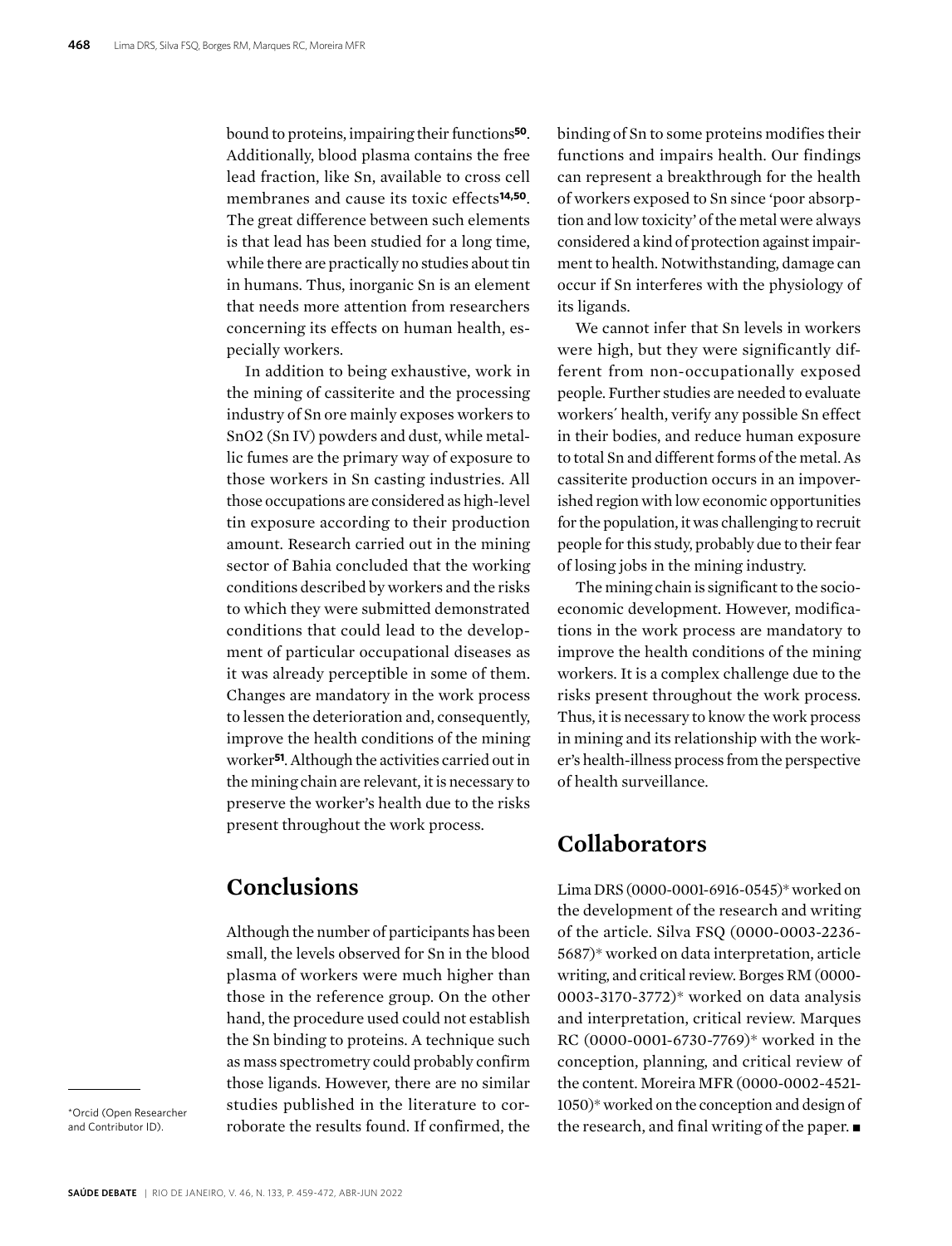bound to proteins, impairing their functions[50]. Additionally, blood plasma contains the free lead fraction, like Sn, available to cross cell membranes and cause its toxic effects[14,50]. The great difference between such elements is that lead has been studied for a long time, while there are practically no studies about tin in humans. Thus, inorganic Sn is an element that needs more attention from researchers concerning its effects on human health, especially workers.

In addition to being exhaustive, work in the mining of cassiterite and the processing industry of Sn ore mainly exposes workers to SnO2 (Sn IV) powders and dust, while metallic fumes are the primary way of exposure to those workers in Sn casting industries. All those occupations are considered as high-level tin exposure according to their production amount. Research carried out in the mining sector of Bahia concluded that the working conditions described by workers and the risks to which they were submitted demonstrated conditions that could lead to the development of particular occupational diseases as it was already perceptible in some of them. Changes are mandatory in the work process to lessen the deterioration and, consequently, improve the health conditions of the mining worker[51]. Although the activities carried out in the mining chain are relevant, it is necessary to preserve the worker's health due to the risks present throughout the work process.

## Conclusions

Although the number of participants has been small, the levels observed for Sn in the blood plasma of workers were much higher than those in the reference group. On the other hand, the procedure used could not establish the Sn binding to proteins. A technique such as mass spectrometry could probably confirm those ligands. However, there are no similar studies published in the literature to corroborate the results found. If confirmed, the binding of Sn to some proteins modifies their functions and impairs health. Our findings can represent a breakthrough for the health of workers exposed to Sn since 'poor absorption and low toxicity' of the metal were always considered a kind of protection against impairment to health. Notwithstanding, damage can occur if Sn interferes with the physiology of its ligands.

We cannot infer that Sn levels in workers were high, but they were significantly different from non-occupationally exposed people. Further studies are needed to evaluate workers´ health, verify any possible Sn effect in their bodies, and reduce human exposure to total Sn and different forms of the metal. As cassiterite production occurs in an impoverished region with low economic opportunities for the population, it was challenging to recruit people for this study, probably due to their fear of losing jobs in the mining industry.

The mining chain is significant to the socioeconomic development. However, modifications in the work process are mandatory to improve the health conditions of the mining workers. It is a complex challenge due to the risks present throughout the work process. Thus, it is necessary to know the work process in mining and its relationship with the worker's health-illness process from the perspective of health surveillance.

## Collaborators

Lima DRS (0000-0001-6916-0545)* worked on the development of the research and writing of the article. Silva FSQ (0000-0003-2236-5687)* worked on data interpretation, article writing, and critical review. Borges RM (0000-0003-3170-3772)* worked on data analysis and interpretation, critical review. Marques RC (0000-0001-6730-7769)* worked in the conception, planning, and critical review of the content. Moreira MFR (0000-0002-4521-1050)* worked on the conception and design of the research, and final writing of the paper. ■

*Orcid (Open Researcher and Contributor ID).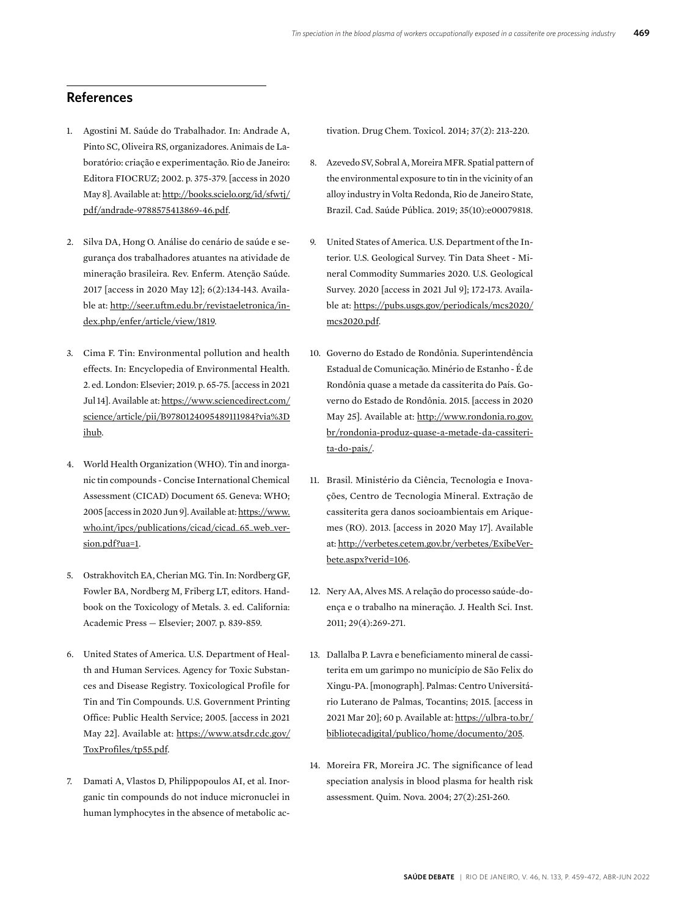## References

1. Agostini M. Saúde do Trabalhador. In: Andrade A, Pinto SC, Oliveira RS, organizadores. Animais de Laboratório: criação e experimentação. Rio de Janeiro: Editora FIOCRUZ; 2002. p. 375-379. [access in 2020 May 8]. Available at: http://books.scielo.org/id/sfwtj/pdf/andrade-9788575413869-46.pdf.

2. Silva DA, Hong O. Análise do cenário de saúde e segurança dos trabalhadores atuantes na atividade de mineração brasileira. Rev. Enferm. Atenção Saúde. 2017 [access in 2020 May 12]; 6(2):134-143. Available at: http://seer.uftm.edu.br/revistaeletronica/index.php/enfer/article/view/1819.

3. Cima F. Tin: Environmental pollution and health effects. In: Encyclopedia of Environmental Health. 2. ed. London: Elsevier; 2019. p. 65-75. [access in 2021 Jul 14]. Available at: https://www.sciencedirect.com/science/article/pii/B9780124095489111984?via%3Dihub.

4. World Health Organization (WHO). Tin and inorganic tin compounds - Concise International Chemical Assessment (CICAD) Document 65. Geneva: WHO; 2005 [access in 2020 Jun 9]. Available at: https://www.who.int/ipcs/publications/cicad/cicad_65_web_version.pdf?ua=1.

5. Ostrakhovitch EA, Cherian MG. Tin. In: Nordberg GF, Fowler BA, Nordberg M, Friberg LT, editors. Handbook on the Toxicology of Metals. 3. ed. California: Academic Press — Elsevier; 2007. p. 839-859.

6. United States of America. U.S. Department of Health and Human Services. Agency for Toxic Substances and Disease Registry. Toxicological Profile for Tin and Tin Compounds. U.S. Government Printing Office: Public Health Service; 2005. [access in 2021 May 22]. Available at: https://www.atsdr.cdc.gov/ToxProfiles/tp55.pdf.

7. Damati A, Vlastos D, Philippopoulos AI, et al. Inorganic tin compounds do not induce micronuclei in human lymphocytes in the absence of metabolic activation. Drug Chem. Toxicol. 2014; 37(2): 213-220.

8. Azevedo SV, Sobral A, Moreira MFR. Spatial pattern of the environmental exposure to tin in the vicinity of an alloy industry in Volta Redonda, Rio de Janeiro State, Brazil. Cad. Saúde Pública. 2019; 35(10):e00079818.

9. United States of America. U.S. Department of the Interior. U.S. Geological Survey. Tin Data Sheet - Mineral Commodity Summaries 2020. U.S. Geological Survey. 2020 [access in 2021 Jul 9]; 172-173. Available at: https://pubs.usgs.gov/periodicals/mcs2020/mcs2020.pdf.

10. Governo do Estado de Rondônia. Superintendência Estadual de Comunicação. Minério de Estanho - É de Rondônia quase a metade da cassiterita do País. Governo do Estado de Rondônia. 2015. [access in 2020 May 25]. Available at: http://www.rondonia.ro.gov.br/rondonia-produz-quase-a-metade-da-cassiterita-do-pais/.

11. Brasil. Ministério da Ciência, Tecnologia e Inovações, Centro de Tecnologia Mineral. Extração de cassiterita gera danos socioambientais em Ariquemes (RO). 2013. [access in 2020 May 17]. Available at: http://verbetes.cetem.gov.br/verbetes/ExibeVerbete.aspx?verid=106.

12. Nery AA, Alves MS. A relação do processo saúde-doença e o trabalho na mineração. J. Health Sci. Inst. 2011; 29(4):269-271.

13. Dallalba P. Lavra e beneficiamento mineral de cassiterita em um garimpo no município de São Felix do Xingu-PA. [monograph]. Palmas: Centro Universitário Luterano de Palmas, Tocantins; 2015. [access in 2021 Mar 20]; 60 p. Available at: https://ulbra-to.br/bibliotecadigital/publico/home/documento/205.

14. Moreira FR, Moreira JC. The significance of lead speciation analysis in blood plasma for health risk assessment. Quim. Nova. 2004; 27(2):251-260.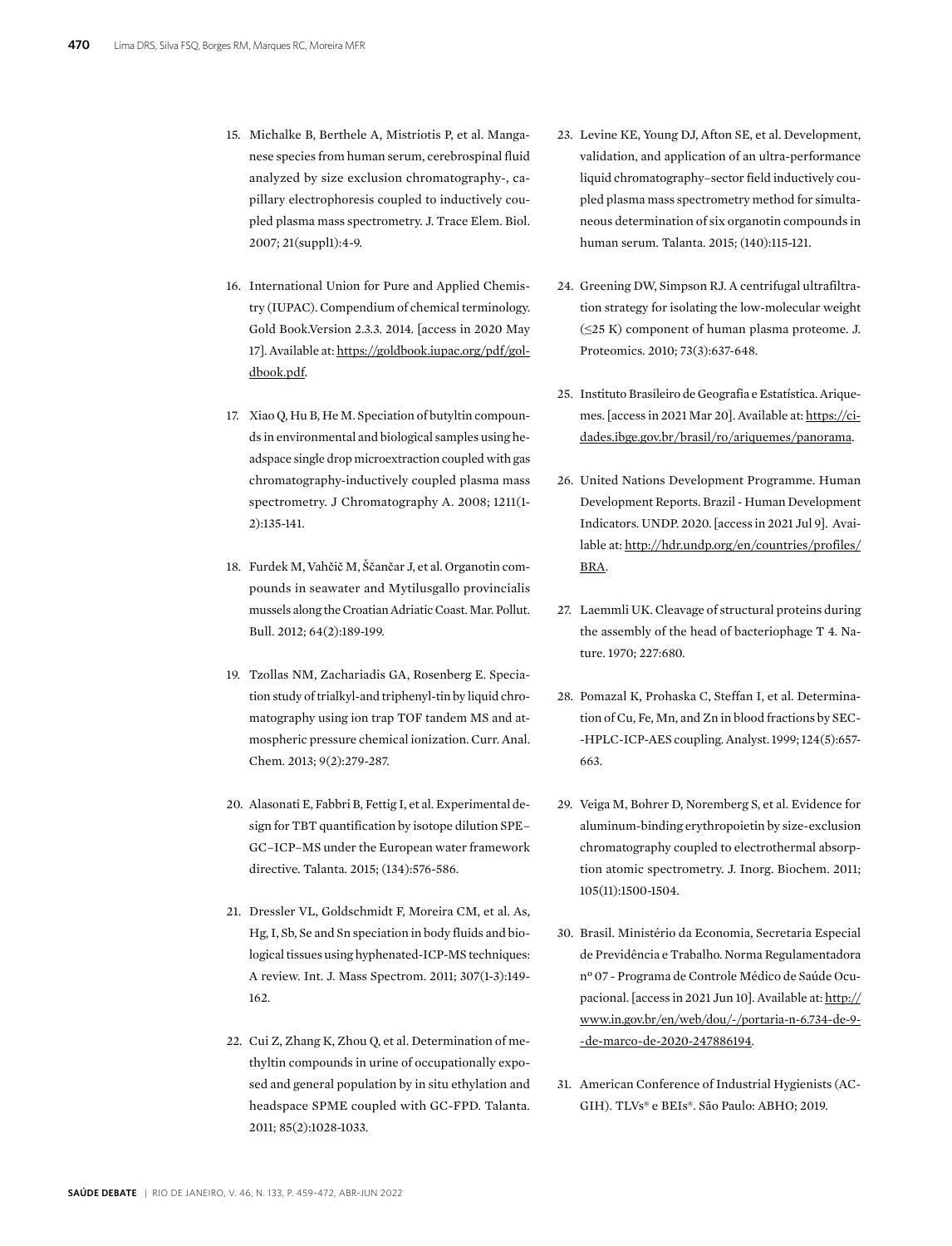15. Michalke B, Berthele A, Mistriotis P, et al. Manganese species from human serum, cerebrospinal fluid analyzed by size exclusion chromatography-, capillary electrophoresis coupled to inductively coupled plasma mass spectrometry. J. Trace Elem. Biol. 2007; 21(suppl1):4-9.

16. International Union for Pure and Applied Chemistry (IUPAC). Compendium of chemical terminology. Gold Book.Version 2.3.3. 2014. [access in 2020 May 17]. Available at: https://goldbook.iupac.org/pdf/goldbook.pdf.

17. Xiao Q, Hu B, He M. Speciation of butyltin compounds in environmental and biological samples using headspace single drop microextraction coupled with gas chromatography-inductively coupled plasma mass spectrometry. J Chromatography A. 2008; 1211(1-2):135-141.

18. Furdek M, Vahčič M, Ščančar J, et al. Organotin compounds in seawater and Mytilusgallo provincialis mussels along the Croatian Adriatic Coast. Mar. Pollut. Bull. 2012; 64(2):189-199.

19. Tzollas NM, Zachariadis GA, Rosenberg E. Speciation study of trialkyl-and triphenyl-tin by liquid chromatography using ion trap TOF tandem MS and atmospheric pressure chemical ionization. Curr. Anal. Chem. 2013; 9(2):279-287.

20. Alasonati E, Fabbri B, Fettig I, et al. Experimental design for TBT quantification by isotope dilution SPE–GC–ICP–MS under the European water framework directive. Talanta. 2015; (134):576-586.

21. Dressler VL, Goldschmidt F, Moreira CM, et al. As, Hg, I, Sb, Se and Sn speciation in body fluids and biological tissues using hyphenated-ICP-MS techniques: A review. Int. J. Mass Spectrom. 2011; 307(1-3):149-162.

22. Cui Z, Zhang K, Zhou Q, et al. Determination of methyltin compounds in urine of occupationally exposed and general population by in situ ethylation and headspace SPME coupled with GC-FPD. Talanta. 2011; 85(2):1028-1033.

23. Levine KE, Young DJ, Afton SE, et al. Development, validation, and application of an ultra-performance liquid chromatography–sector field inductively coupled plasma mass spectrometry method for simultaneous determination of six organotin compounds in human serum. Talanta. 2015; (140):115-121.

24. Greening DW, Simpson RJ. A centrifugal ultrafiltration strategy for isolating the low-molecular weight (≤25 K) component of human plasma proteome. J. Proteomics. 2010; 73(3):637-648.

25. Instituto Brasileiro de Geografia e Estatística. Ariquemes. [access in 2021 Mar 20]. Available at: https://cidades.ibge.gov.br/brasil/ro/ariquemes/panorama.

26. United Nations Development Programme. Human Development Reports. Brazil - Human Development Indicators. UNDP. 2020. [access in 2021 Jul 9]. Available at: http://hdr.undp.org/en/countries/profiles/BRA.

27. Laemmli UK. Cleavage of structural proteins during the assembly of the head of bacteriophage T 4. Nature. 1970; 227:680.

28. Pomazal K, Prohaska C, Steffan I, et al. Determination of Cu, Fe, Mn, and Zn in blood fractions by SEC--HPLC-ICP-AES coupling. Analyst. 1999; 124(5):657-663.

29. Veiga M, Bohrer D, Noremberg S, et al. Evidence for aluminum-binding erythropoietin by size-exclusion chromatography coupled to electrothermal absorption atomic spectrometry. J. Inorg. Biochem. 2011; 105(11):1500-1504.

30. Brasil. Ministério da Economia, Secretaria Especial de Previdência e Trabalho. Norma Regulamentadora nº 07 - Programa de Controle Médico de Saúde Ocupacional. [access in 2021 Jun 10]. Available at: http://www.in.gov.br/en/web/dou/-/portaria-n-6.734-de-9--de-marco-de-2020-247886194.

31. American Conference of Industrial Hygienists (ACGIH). TLVs® e BEIs®. São Paulo: ABHO; 2019.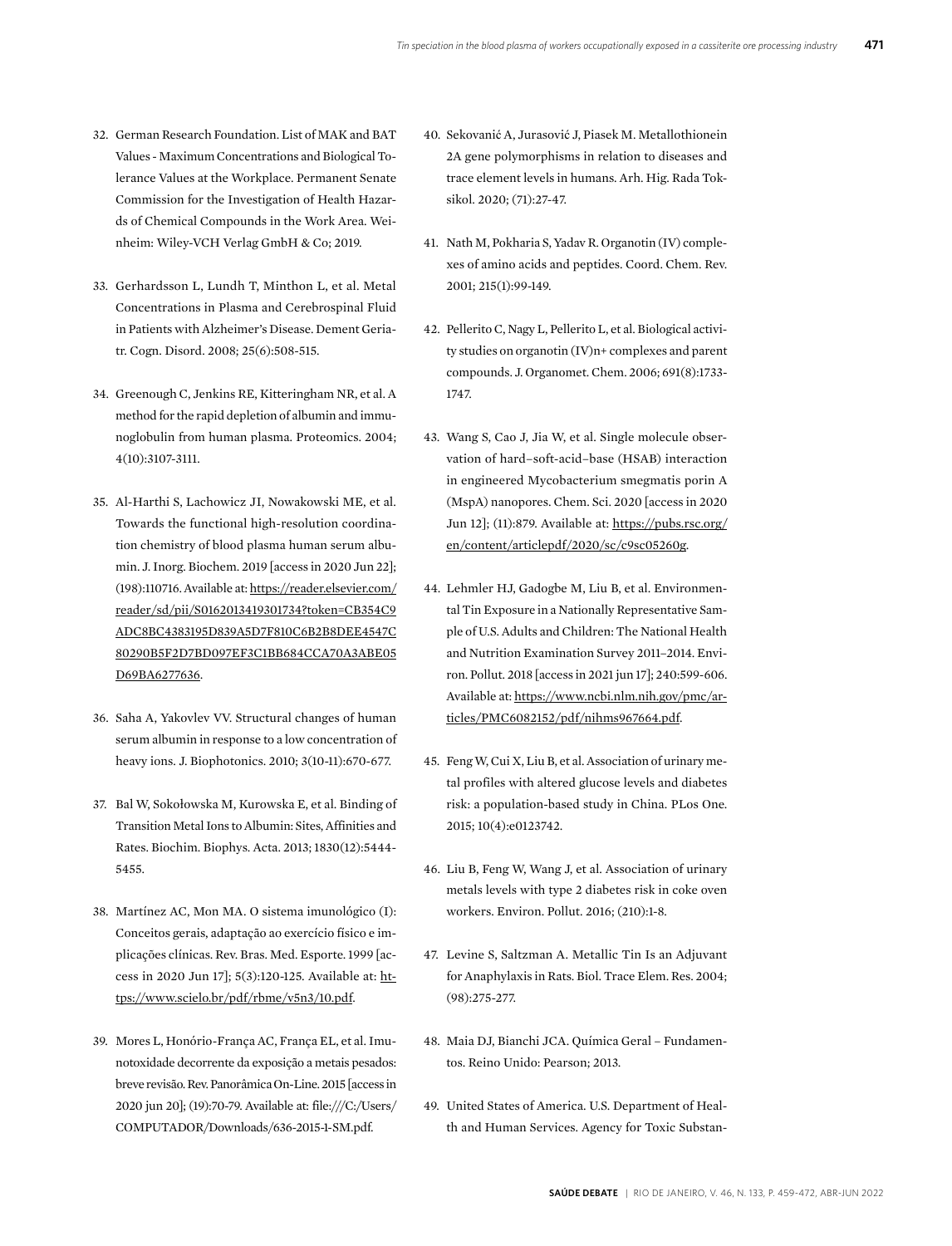32. German Research Foundation. List of MAK and BAT Values - Maximum Concentrations and Biological Tolerance Values at the Workplace. Permanent Senate Commission for the Investigation of Health Hazards of Chemical Compounds in the Work Area. Weinheim: Wiley-VCH Verlag GmbH & Co; 2019.

33. Gerhardsson L, Lundh T, Minthon L, et al. Metal Concentrations in Plasma and Cerebrospinal Fluid in Patients with Alzheimer's Disease. Dement Geriatr. Cogn. Disord. 2008; 25(6):508-515.

34. Greenough C, Jenkins RE, Kitteringham NR, et al. A method for the rapid depletion of albumin and immunoglobulin from human plasma. Proteomics. 2004; 4(10):3107-3111.

35. Al-Harthi S, Lachowicz JI, Nowakowski ME, et al. Towards the functional high-resolution coordination chemistry of blood plasma human serum albumin. J. Inorg. Biochem. 2019 [access in 2020 Jun 22]; (198):110716. Available at: https://reader.elsevier.com/reader/sd/pii/S0162013419301734?token=CB354C9ADC8BC4383195D839A5D7F810C6B2B8DEE4547C80290B5F2D7BD097EF3C1BB684CCA70A3ABE05D69BA6277636.

36. Saha A, Yakovlev VV. Structural changes of human serum albumin in response to a low concentration of heavy ions. J. Biophotonics. 2010; 3(10-11):670-677.

37. Bal W, Sokołowska M, Kurowska E, et al. Binding of Transition Metal Ions to Albumin: Sites, Affinities and Rates. Biochim. Biophys. Acta. 2013; 1830(12):5444-5455.

38. Martínez AC, Mon MA. O sistema imunológico (I): Conceitos gerais, adaptação ao exercício físico e implicações clínicas. Rev. Bras. Med. Esporte. 1999 [access in 2020 Jun 17]; 5(3):120-125. Available at: https://www.scielo.br/pdf/rbme/v5n3/10.pdf.

39. Mores L, Honório-França AC, França EL, et al. Imunotoxidade decorrente da exposição a metais pesados: breve revisão. Rev. Panorâmica On-Line. 2015 [access in 2020 jun 20]; (19):70-79. Available at: file:///C:/Users/COMPUTADOR/Downloads/636-2015-1-SM.pdf.

40. Sekovanić A, Jurasović J, Piasek M. Metallothionein 2A gene polymorphisms in relation to diseases and trace element levels in humans. Arh. Hig. Rada Toksikol. 2020; (71):27-47.

41. Nath M, Pokharia S, Yadav R. Organotin (IV) complexes of amino acids and peptides. Coord. Chem. Rev. 2001; 215(1):99-149.

42. Pellerito C, Nagy L, Pellerito L, et al. Biological activity studies on organotin (IV)n+ complexes and parent compounds. J. Organomet. Chem. 2006; 691(8):1733-1747.

43. Wang S, Cao J, Jia W, et al. Single molecule observation of hard–soft-acid–base (HSAB) interaction in engineered Mycobacterium smegmatis porin A (MspA) nanopores. Chem. Sci. 2020 [access in 2020 Jun 12]; (11):879. Available at: https://pubs.rsc.org/en/content/articlepdf/2020/sc/c9sc05260g.

44. Lehmler HJ, Gadogbe M, Liu B, et al. Environmental Tin Exposure in a Nationally Representative Sample of U.S. Adults and Children: The National Health and Nutrition Examination Survey 2011–2014. Environ. Pollut. 2018 [access in 2021 jun 17]; 240:599-606. Available at: https://www.ncbi.nlm.nih.gov/pmc/articles/PMC6082152/pdf/nihms967664.pdf.

45. Feng W, Cui X, Liu B, et al. Association of urinary metal profiles with altered glucose levels and diabetes risk: a population-based study in China. PLos One. 2015; 10(4):e0123742.

46. Liu B, Feng W, Wang J, et al. Association of urinary metals levels with type 2 diabetes risk in coke oven workers. Environ. Pollut. 2016; (210):1-8.

47. Levine S, Saltzman A. Metallic Tin Is an Adjuvant for Anaphylaxis in Rats. Biol. Trace Elem. Res. 2004; (98):275-277.

48. Maia DJ, Bianchi JCA. Química Geral – Fundamentos. Reino Unido: Pearson; 2013.

49. United States of America. U.S. Department of Health and Human Services. Agency for Toxic Substan-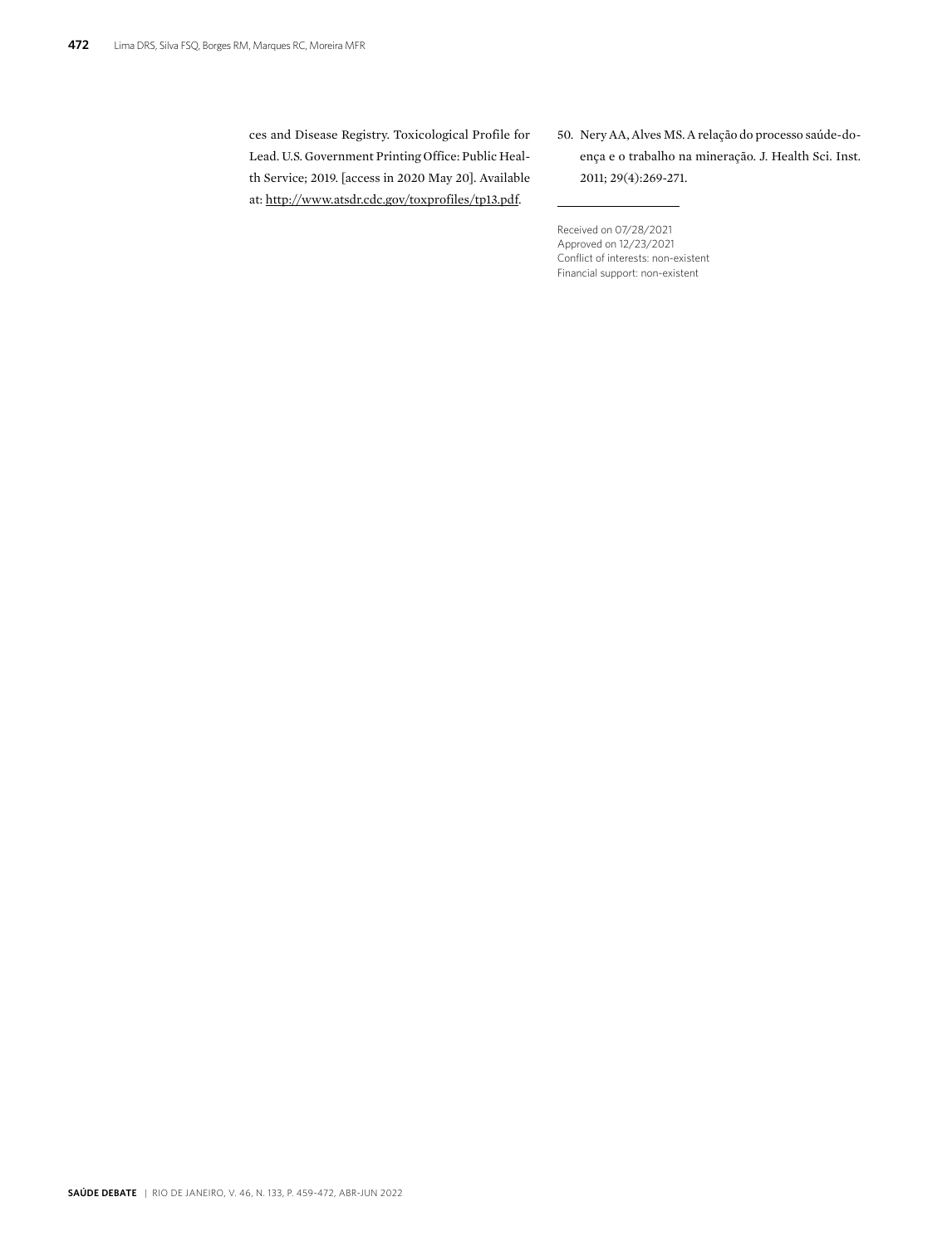ces and Disease Registry. Toxicological Profile for Lead. U.S. Government Printing Office: Public Health Service; 2019. [access in 2020 May 20]. Available at: http://www.atsdr.cdc.gov/toxprofiles/tp13.pdf.

50. Nery AA, Alves MS. A relação do processo saúde-doença e o trabalho na mineração. J. Health Sci. Inst. 2011; 29(4):269-271.

---

Received on 07/28/2021
Approved on 12/23/2021
Conflict of interests: non-existent
Financial support: non-existent